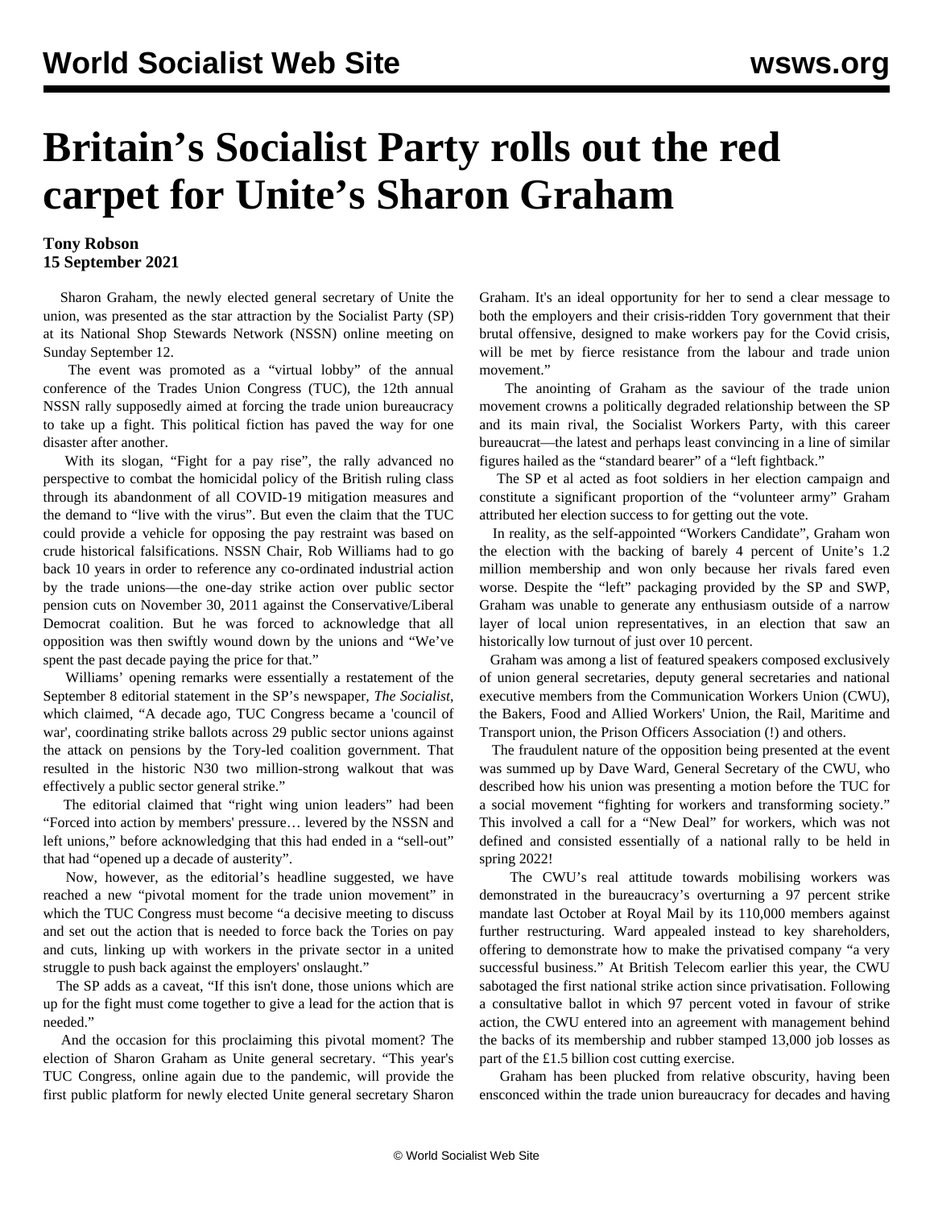# Britain's Socialist Party rolls out the red carpet for Unite's Sharon Graham

**Tony Robson**
**15 September 2021**

Sharon Graham, the newly elected general secretary of Unite the union, was presented as the star attraction by the Socialist Party (SP) at its National Shop Stewards Network (NSSN) online meeting on Sunday September 12.

The event was promoted as a "virtual lobby" of the annual conference of the Trades Union Congress (TUC), the 12th annual NSSN rally supposedly aimed at forcing the trade union bureaucracy to take up a fight. This political fiction has paved the way for one disaster after another.

With its slogan, "Fight for a pay rise", the rally advanced no perspective to combat the homicidal policy of the British ruling class through its abandonment of all COVID-19 mitigation measures and the demand to "live with the virus". But even the claim that the TUC could provide a vehicle for opposing the pay restraint was based on crude historical falsifications. NSSN Chair, Rob Williams had to go back 10 years in order to reference any co-ordinated industrial action by the trade unions—the one-day strike action over public sector pension cuts on November 30, 2011 against the Conservative/Liberal Democrat coalition. But he was forced to acknowledge that all opposition was then swiftly wound down by the unions and "We've spent the past decade paying the price for that."

Williams' opening remarks were essentially a restatement of the September 8 editorial statement in the SP's newspaper, *The Socialist*, which claimed, "A decade ago, TUC Congress became a 'council of war', coordinating strike ballots across 29 public sector unions against the attack on pensions by the Tory-led coalition government. That resulted in the historic N30 two million-strong walkout that was effectively a public sector general strike."

The editorial claimed that "right wing union leaders" had been "Forced into action by members' pressure… levered by the NSSN and left unions," before acknowledging that this had ended in a "sell-out" that had "opened up a decade of austerity".

Now, however, as the editorial's headline suggested, we have reached a new "pivotal moment for the trade union movement" in which the TUC Congress must become "a decisive meeting to discuss and set out the action that is needed to force back the Tories on pay and cuts, linking up with workers in the private sector in a united struggle to push back against the employers' onslaught."

The SP adds as a caveat, "If this isn't done, those unions which are up for the fight must come together to give a lead for the action that is needed."

And the occasion for this proclaiming this pivotal moment? The election of Sharon Graham as Unite general secretary. "This year's TUC Congress, online again due to the pandemic, will provide the first public platform for newly elected Unite general secretary Sharon Graham. It's an ideal opportunity for her to send a clear message to both the employers and their crisis-ridden Tory government that their brutal offensive, designed to make workers pay for the Covid crisis, will be met by fierce resistance from the labour and trade union movement."

The anointing of Graham as the saviour of the trade union movement crowns a politically degraded relationship between the SP and its main rival, the Socialist Workers Party, with this career bureaucrat—the latest and perhaps least convincing in a line of similar figures hailed as the "standard bearer" of a "left fightback."

The SP et al acted as foot soldiers in her election campaign and constitute a significant proportion of the "volunteer army" Graham attributed her election success to for getting out the vote.

In reality, as the self-appointed "Workers Candidate", Graham won the election with the backing of barely 4 percent of Unite's 1.2 million membership and won only because her rivals fared even worse. Despite the "left" packaging provided by the SP and SWP, Graham was unable to generate any enthusiasm outside of a narrow layer of local union representatives, in an election that saw an historically low turnout of just over 10 percent.

Graham was among a list of featured speakers composed exclusively of union general secretaries, deputy general secretaries and national executive members from the Communication Workers Union (CWU), the Bakers, Food and Allied Workers' Union, the Rail, Maritime and Transport union, the Prison Officers Association (!) and others.

The fraudulent nature of the opposition being presented at the event was summed up by Dave Ward, General Secretary of the CWU, who described how his union was presenting a motion before the TUC for a social movement "fighting for workers and transforming society." This involved a call for a "New Deal" for workers, which was not defined and consisted essentially of a national rally to be held in spring 2022!

The CWU's real attitude towards mobilising workers was demonstrated in the bureaucracy's overturning a 97 percent strike mandate last October at Royal Mail by its 110,000 members against further restructuring. Ward appealed instead to key shareholders, offering to demonstrate how to make the privatised company "a very successful business." At British Telecom earlier this year, the CWU sabotaged the first national strike action since privatisation. Following a consultative ballot in which 97 percent voted in favour of strike action, the CWU entered into an agreement with management behind the backs of its membership and rubber stamped 13,000 job losses as part of the £1.5 billion cost cutting exercise.

Graham has been plucked from relative obscurity, having been ensconced within the trade union bureaucracy for decades and having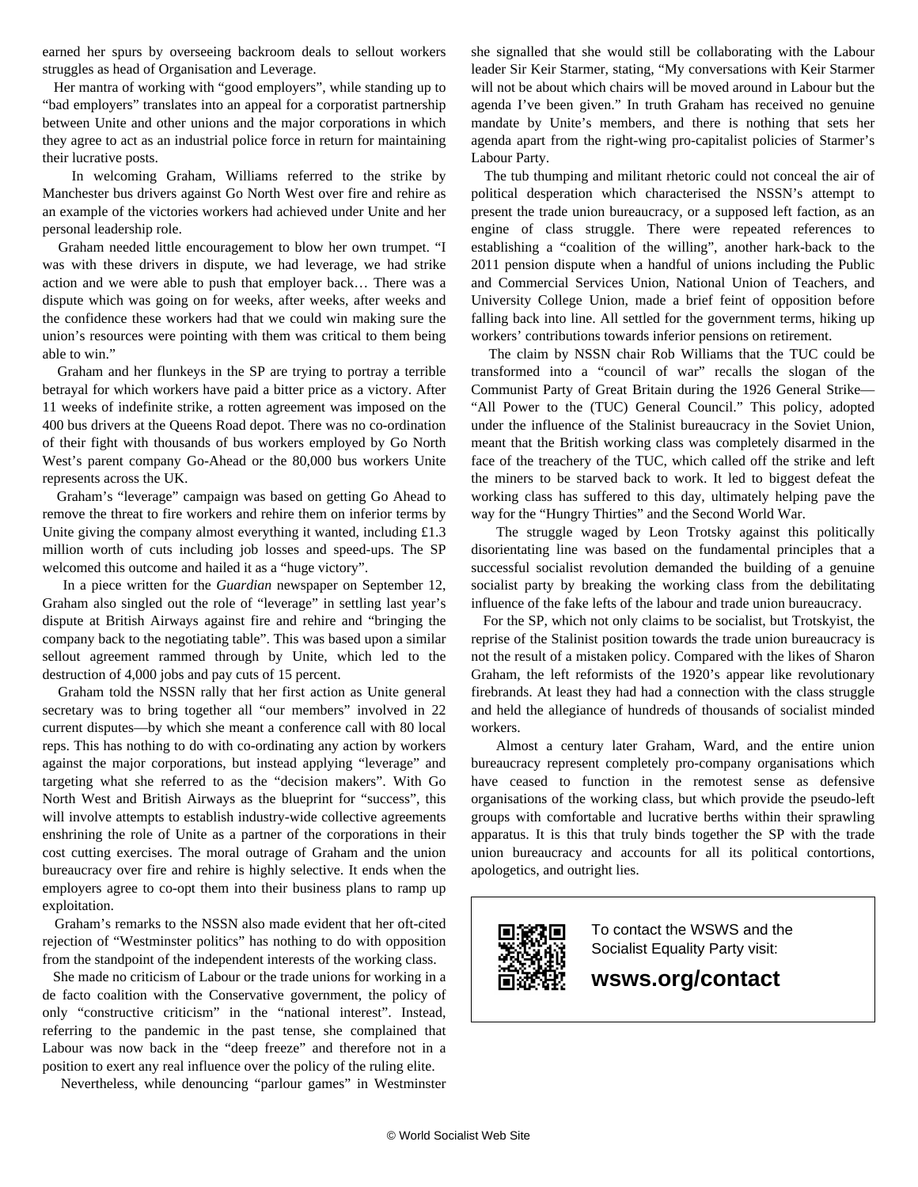earned her spurs by overseeing backroom deals to sellout workers struggles as head of Organisation and Leverage.

Her mantra of working with "good employers", while standing up to "bad employers" translates into an appeal for a corporatist partnership between Unite and other unions and the major corporations in which they agree to act as an industrial police force in return for maintaining their lucrative posts.

In welcoming Graham, Williams referred to the strike by Manchester bus drivers against Go North West over fire and rehire as an example of the victories workers had achieved under Unite and her personal leadership role.

Graham needed little encouragement to blow her own trumpet. "I was with these drivers in dispute, we had leverage, we had strike action and we were able to push that employer back… There was a dispute which was going on for weeks, after weeks, after weeks and the confidence these workers had that we could win making sure the union's resources were pointing with them was critical to them being able to win."

Graham and her flunkeys in the SP are trying to portray a terrible betrayal for which workers have paid a bitter price as a victory. After 11 weeks of indefinite strike, a rotten agreement was imposed on the 400 bus drivers at the Queens Road depot. There was no co-ordination of their fight with thousands of bus workers employed by Go North West's parent company Go-Ahead or the 80,000 bus workers Unite represents across the UK.

Graham's "leverage" campaign was based on getting Go Ahead to remove the threat to fire workers and rehire them on inferior terms by Unite giving the company almost everything it wanted, including £1.3 million worth of cuts including job losses and speed-ups. The SP welcomed this outcome and hailed it as a "huge victory".

In a piece written for the *Guardian* newspaper on September 12, Graham also singled out the role of "leverage" in settling last year's dispute at British Airways against fire and rehire and "bringing the company back to the negotiating table". This was based upon a similar sellout agreement rammed through by Unite, which led to the destruction of 4,000 jobs and pay cuts of 15 percent.

Graham told the NSSN rally that her first action as Unite general secretary was to bring together all "our members" involved in 22 current disputes—by which she meant a conference call with 80 local reps. This has nothing to do with co-ordinating any action by workers against the major corporations, but instead applying "leverage" and targeting what she referred to as the "decision makers". With Go North West and British Airways as the blueprint for "success", this will involve attempts to establish industry-wide collective agreements enshrining the role of Unite as a partner of the corporations in their cost cutting exercises. The moral outrage of Graham and the union bureaucracy over fire and rehire is highly selective. It ends when the employers agree to co-opt them into their business plans to ramp up exploitation.

Graham's remarks to the NSSN also made evident that her oft-cited rejection of "Westminster politics" has nothing to do with opposition from the standpoint of the independent interests of the working class.

She made no criticism of Labour or the trade unions for working in a de facto coalition with the Conservative government, the policy of only "constructive criticism" in the "national interest". Instead, referring to the pandemic in the past tense, she complained that Labour was now back in the "deep freeze" and therefore not in a position to exert any real influence over the policy of the ruling elite.

Nevertheless, while denouncing "parlour games" in Westminster she signalled that she would still be collaborating with the Labour leader Sir Keir Starmer, stating, "My conversations with Keir Starmer will not be about which chairs will be moved around in Labour but the agenda I've been given." In truth Graham has received no genuine mandate by Unite's members, and there is nothing that sets her agenda apart from the right-wing pro-capitalist policies of Starmer's Labour Party.

The tub thumping and militant rhetoric could not conceal the air of political desperation which characterised the NSSN's attempt to present the trade union bureaucracy, or a supposed left faction, as an engine of class struggle. There were repeated references to establishing a "coalition of the willing", another hark-back to the 2011 pension dispute when a handful of unions including the Public and Commercial Services Union, National Union of Teachers, and University College Union, made a brief feint of opposition before falling back into line. All settled for the government terms, hiking up workers' contributions towards inferior pensions on retirement.

The claim by NSSN chair Rob Williams that the TUC could be transformed into a "council of war" recalls the slogan of the Communist Party of Great Britain during the 1926 General Strike—"All Power to the (TUC) General Council." This policy, adopted under the influence of the Stalinist bureaucracy in the Soviet Union, meant that the British working class was completely disarmed in the face of the treachery of the TUC, which called off the strike and left the miners to be starved back to work. It led to biggest defeat the working class has suffered to this day, ultimately helping pave the way for the "Hungry Thirties" and the Second World War.

The struggle waged by Leon Trotsky against this politically disorientating line was based on the fundamental principles that a successful socialist revolution demanded the building of a genuine socialist party by breaking the working class from the debilitating influence of the fake lefts of the labour and trade union bureaucracy.

For the SP, which not only claims to be socialist, but Trotskyist, the reprise of the Stalinist position towards the trade union bureaucracy is not the result of a mistaken policy. Compared with the likes of Sharon Graham, the left reformists of the 1920's appear like revolutionary firebrands. At least they had had a connection with the class struggle and held the allegiance of hundreds of thousands of socialist minded workers.

Almost a century later Graham, Ward, and the entire union bureaucracy represent completely pro-company organisations which have ceased to function in the remotest sense as defensive organisations of the working class, but which provide the pseudo-left groups with comfortable and lucrative berths within their sprawling apparatus. It is this that truly binds together the SP with the trade union bureaucracy and accounts for all its political contortions, apologetics, and outright lies.

To contact the WSWS and the Socialist Equality Party visit:

**wsws.org/contact**